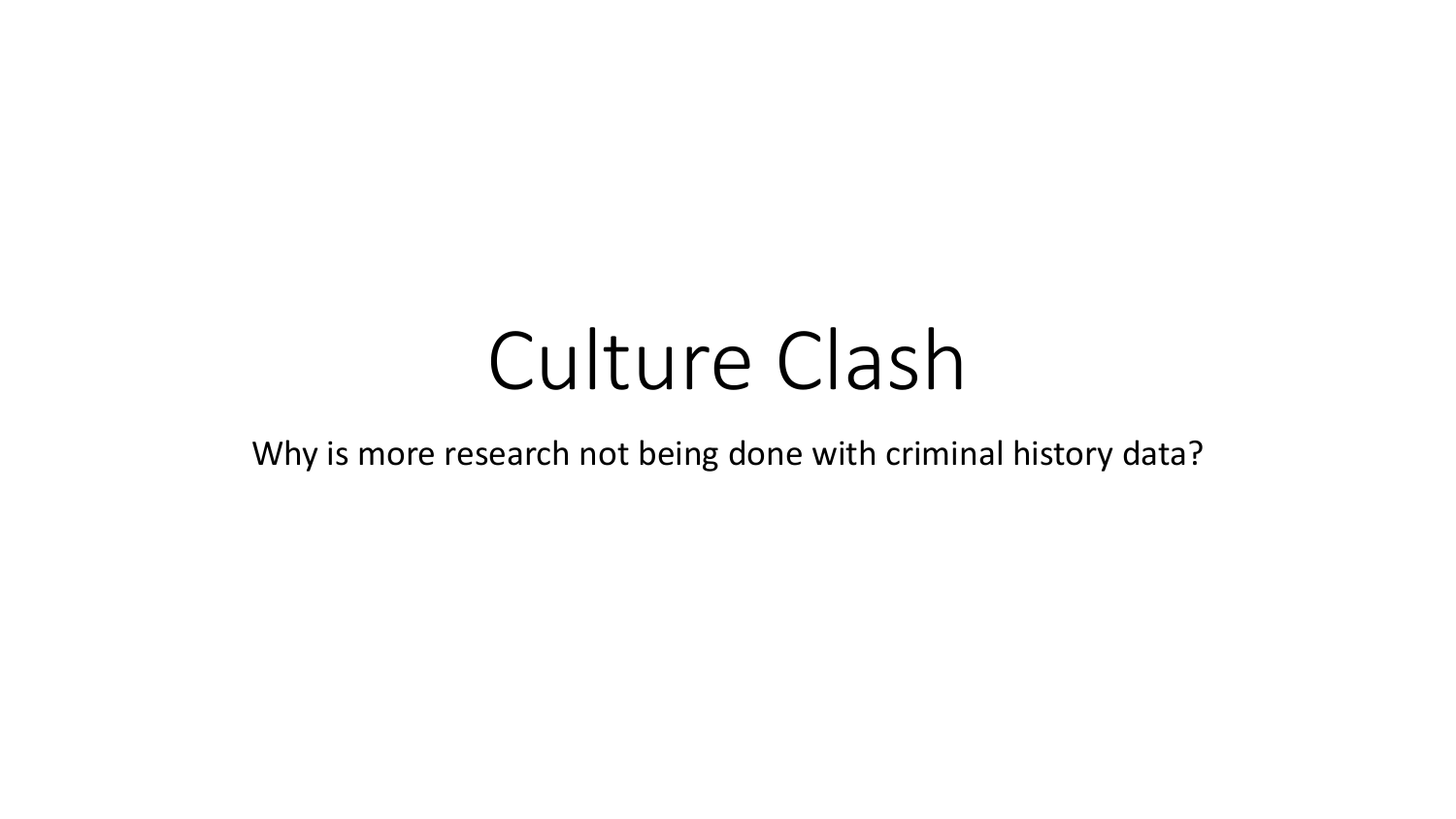# Culture Clash

Why is more research not being done with criminal history data?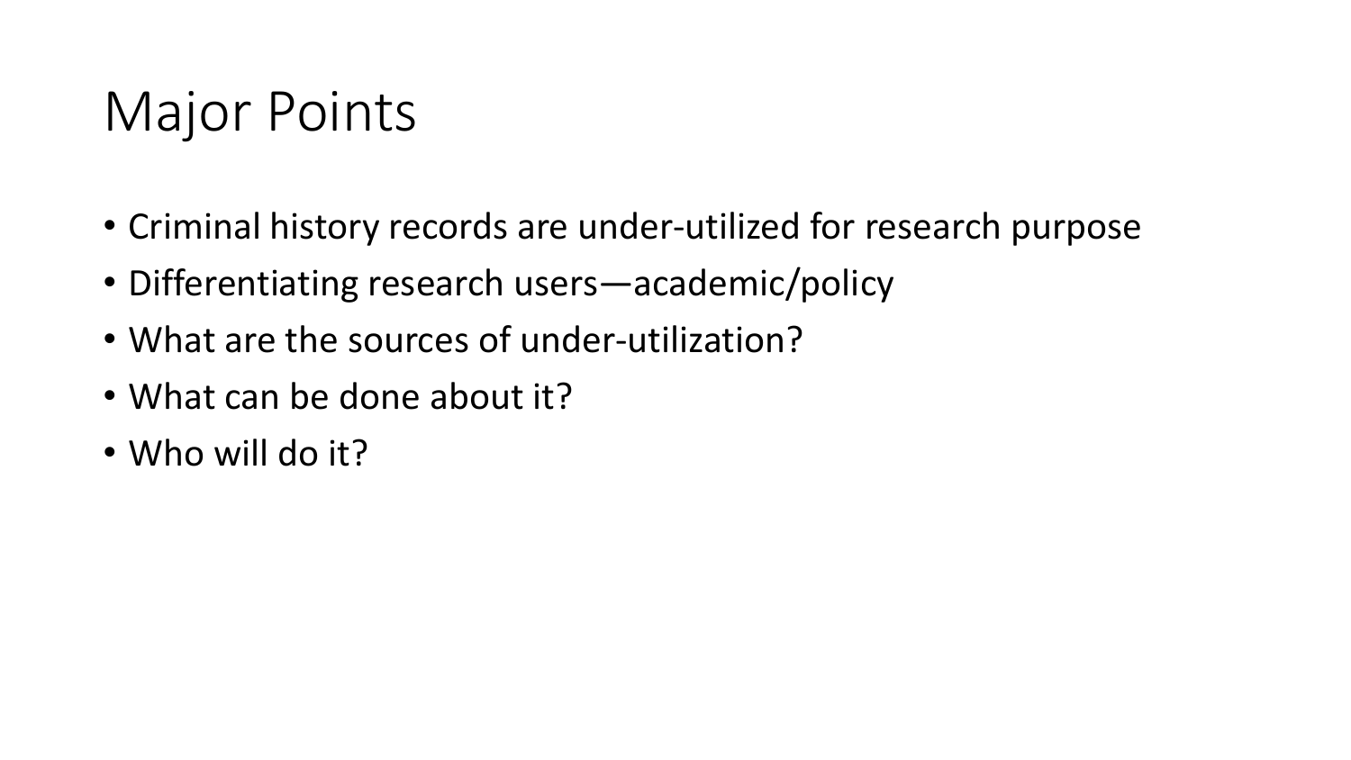# Major Points

- Criminal history records are under-utilized for research purpose
- Differentiating research users—academic/policy
- What are the sources of under-utilization?
- What can be done about it?
- Who will do it?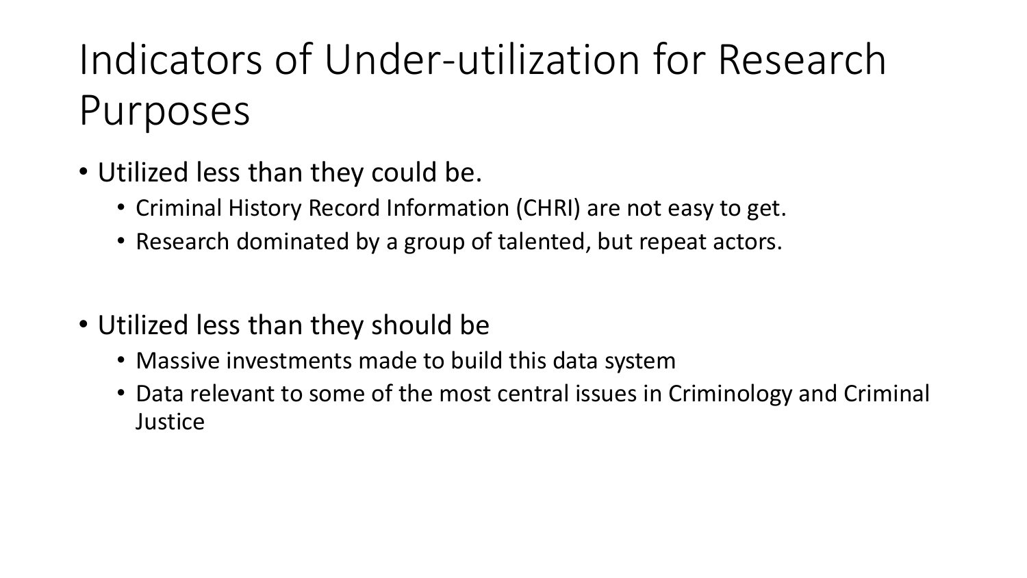# Indicators of Under-utilization for Research Purposes

- Utilized less than they could be.
  - Criminal History Record Information (CHRI) are not easy to get.
  - Research dominated by a group of talented, but repeat actors.

- Utilized less than they should be
  - Massive investments made to build this data system
  - Data relevant to some of the most central issues in Criminology and Criminal Justice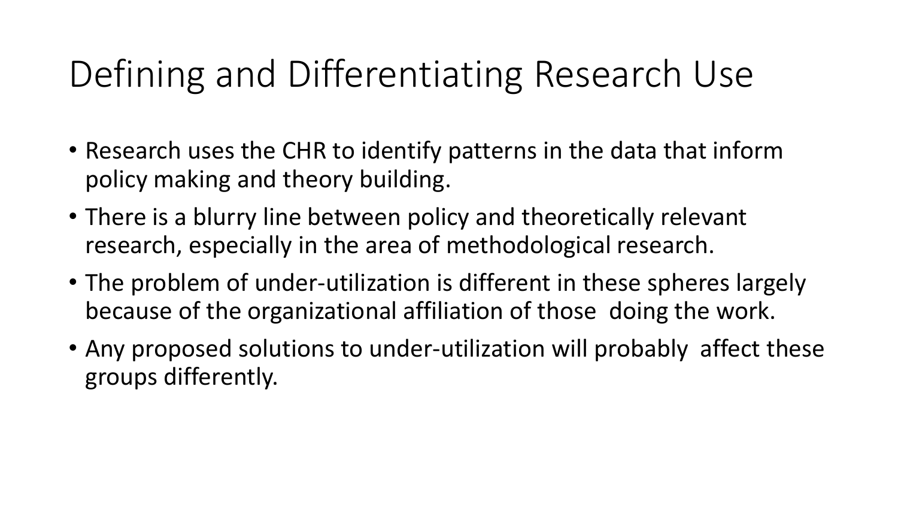# Defining and Differentiating Research Use

- Research uses the CHR to identify patterns in the data that inform policy making and theory building.
- There is a blurry line between policy and theoretically relevant research, especially in the area of methodological research.
- The problem of under-utilization is different in these spheres largely because of the organizational affiliation of those doing the work.
- Any proposed solutions to under-utilization will probably affect these groups differently.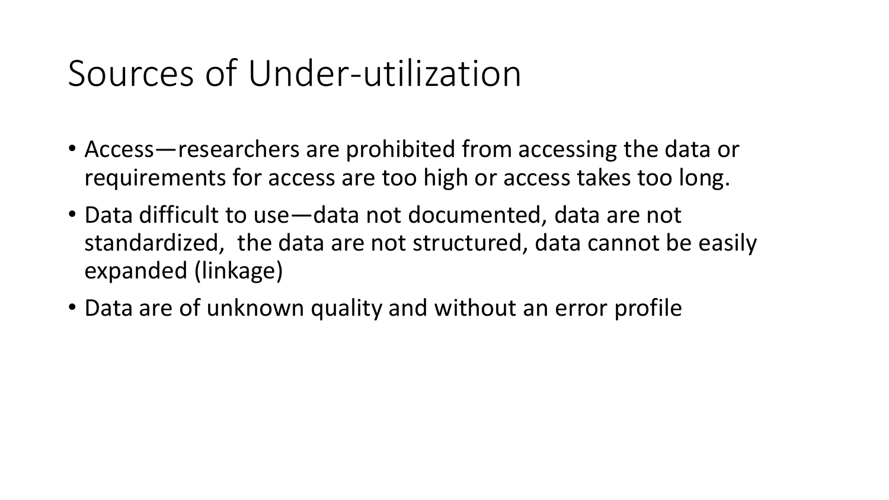# Sources of Under-utilization

- Access—researchers are prohibited from accessing the data or requirements for access are too high or access takes too long.
- Data difficult to use—data not documented, data are not standardized, the data are not structured, data cannot be easily expanded (linkage)
- Data are of unknown quality and without an error profile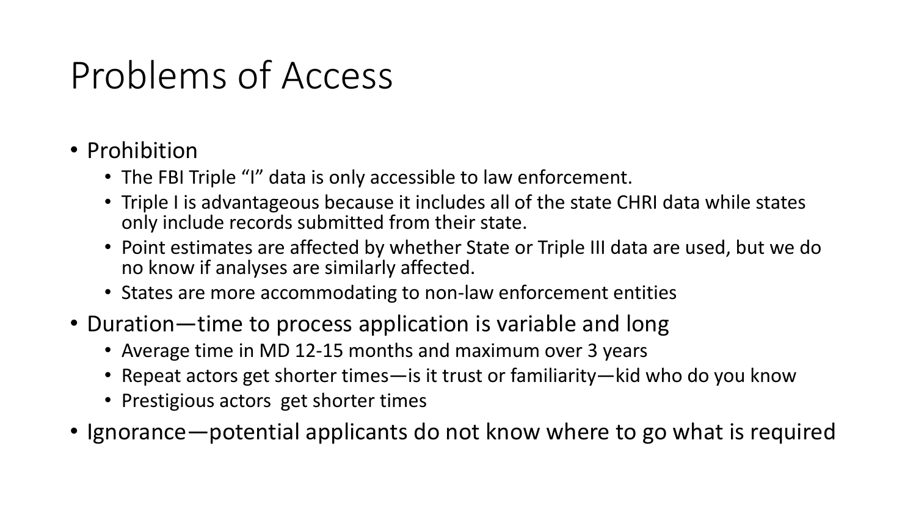# Problems of Access

- Prohibition
  - The FBI Triple "I" data is only accessible to law enforcement.
  - Triple I is advantageous because it includes all of the state CHRI data while states only include records submitted from their state.
  - Point estimates are affected by whether State or Triple III data are used, but we do no know if analyses are similarly affected.
  - States are more accommodating to non-law enforcement entities
- Duration—time to process application is variable and long
  - Average time in MD 12-15 months and maximum over 3 years
  - Repeat actors get shorter times—is it trust or familiarity—kid who do you know
  - Prestigious actors  get shorter times
- Ignorance—potential applicants do not know where to go what is required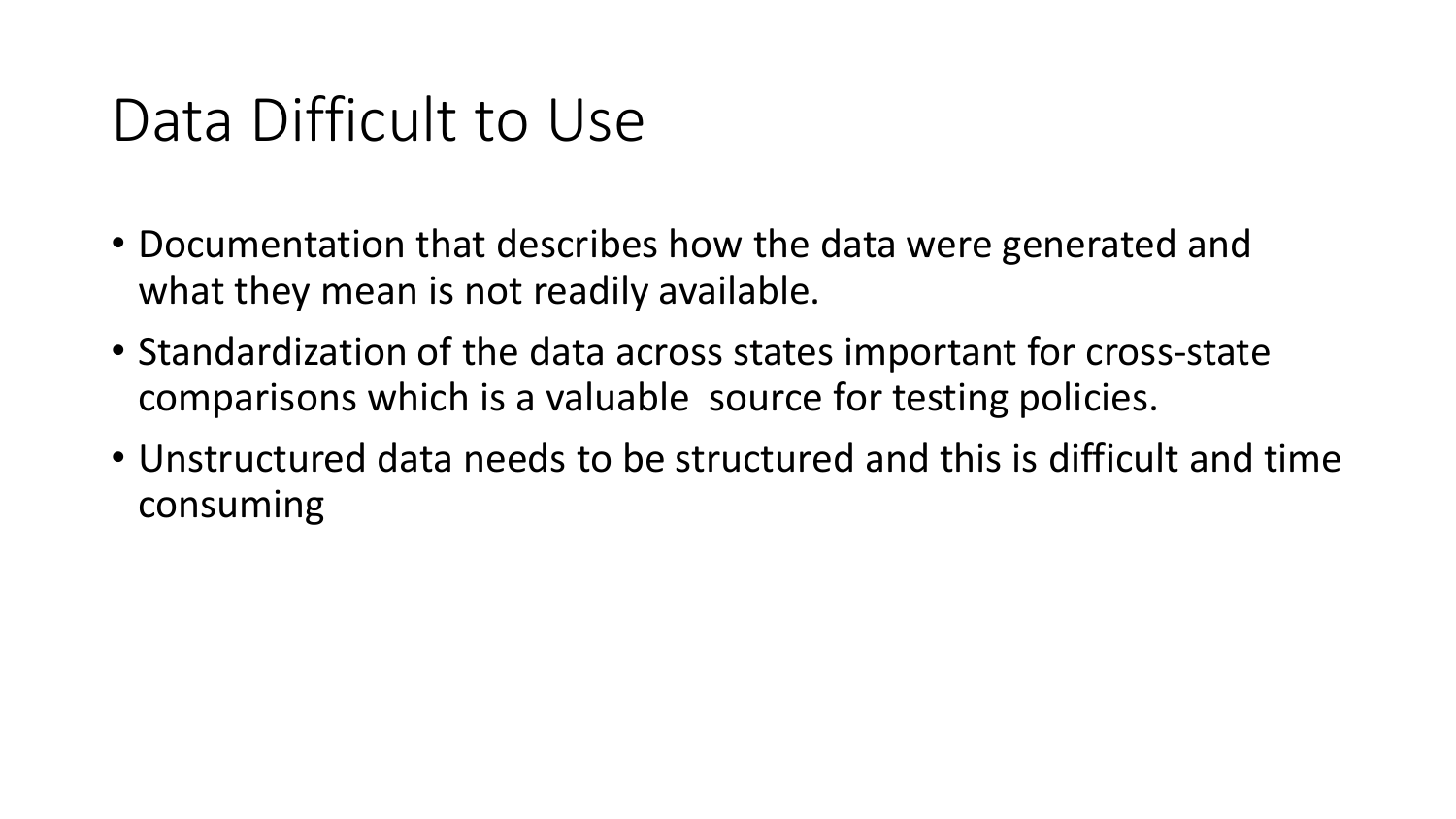# Data Difficult to Use

- Documentation that describes how the data were generated and what they mean is not readily available.
- Standardization of the data across states important for cross-state comparisons which is a valuable source for testing policies.
- Unstructured data needs to be structured and this is difficult and time consuming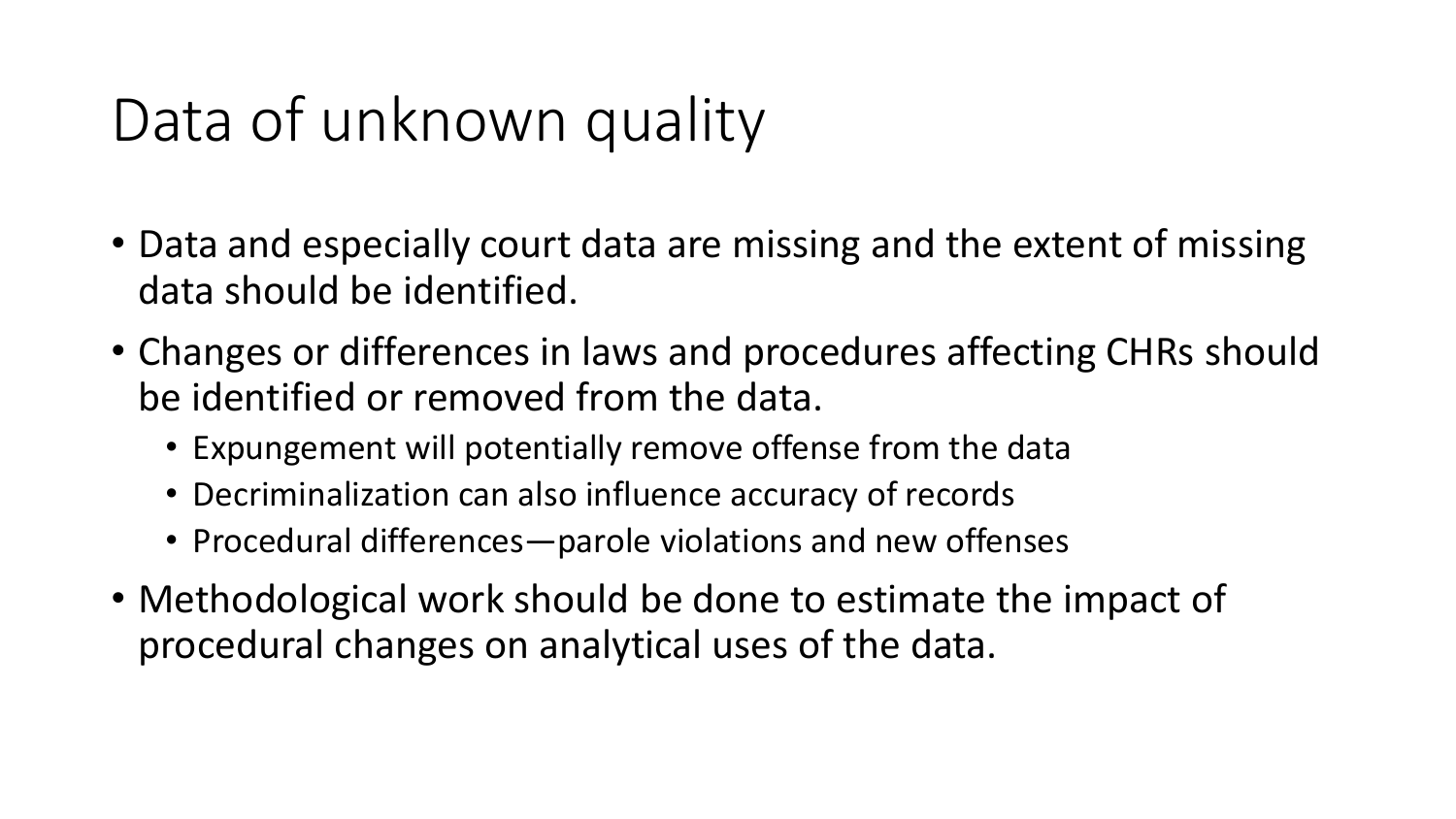# Data of unknown quality

- Data and especially court data are missing and the extent of missing data should be identified.
- Changes or differences in laws and procedures affecting CHRs should be identified or removed from the data.
  - Expungement will potentially remove offense from the data
  - Decriminalization can also influence accuracy of records
  - Procedural differences—parole violations and new offenses
- Methodological work should be done to estimate the impact of procedural changes on analytical uses of the data.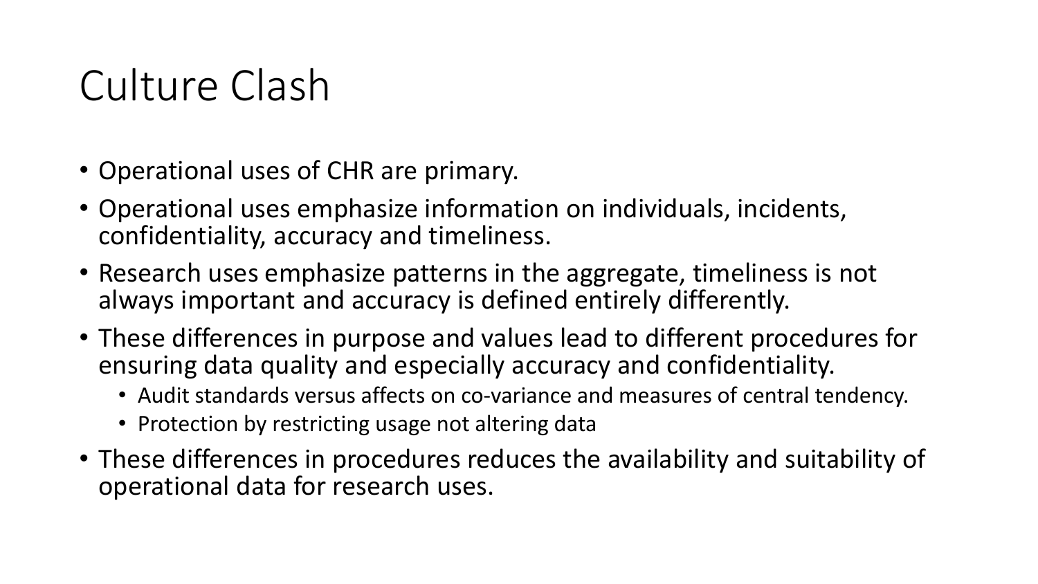# Culture Clash

- Operational uses of CHR are primary.
- Operational uses emphasize information on individuals, incidents, confidentiality, accuracy and timeliness.
- Research uses emphasize patterns in the aggregate, timeliness is not always important and accuracy is defined entirely differently.
- These differences in purpose and values lead to different procedures for ensuring data quality and especially accuracy and confidentiality.
  - Audit standards versus affects on co-variance and measures of central tendency.
  - Protection by restricting usage not altering data
- These differences in procedures reduces the availability and suitability of operational data for research uses.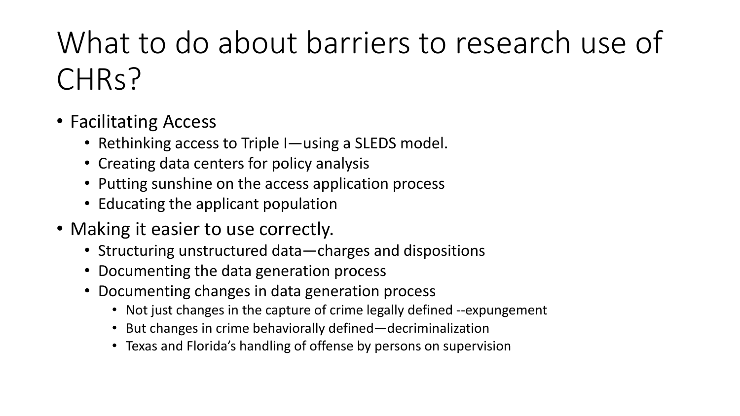# What to do about barriers to research use of CHRs?

- Facilitating Access
  - Rethinking access to Triple I—using a SLEDS model.
  - Creating data centers for policy analysis
  - Putting sunshine on the access application process
  - Educating the applicant population
- Making it easier to use correctly.
  - Structuring unstructured data—charges and dispositions
  - Documenting the data generation process
  - Documenting changes in data generation process
    - Not just changes in the capture of crime legally defined --expungement
    - But changes in crime behaviorally defined—decriminalization
    - Texas and Florida's handling of offense by persons on supervision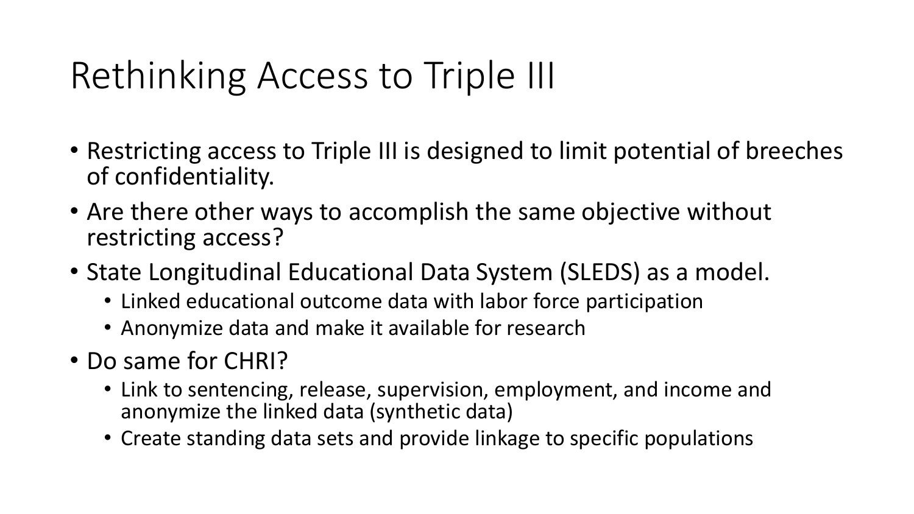# Rethinking Access to Triple III

- Restricting access to Triple III is designed to limit potential of breeches of confidentiality.
- Are there other ways to accomplish the same objective without restricting access?
- State Longitudinal Educational Data System (SLEDS) as a model.
  - Linked educational outcome data with labor force participation
  - Anonymize data and make it available for research
- Do same for CHRI?
  - Link to sentencing, release, supervision, employment, and income and anonymize the linked data (synthetic data)
  - Create standing data sets and provide linkage to specific populations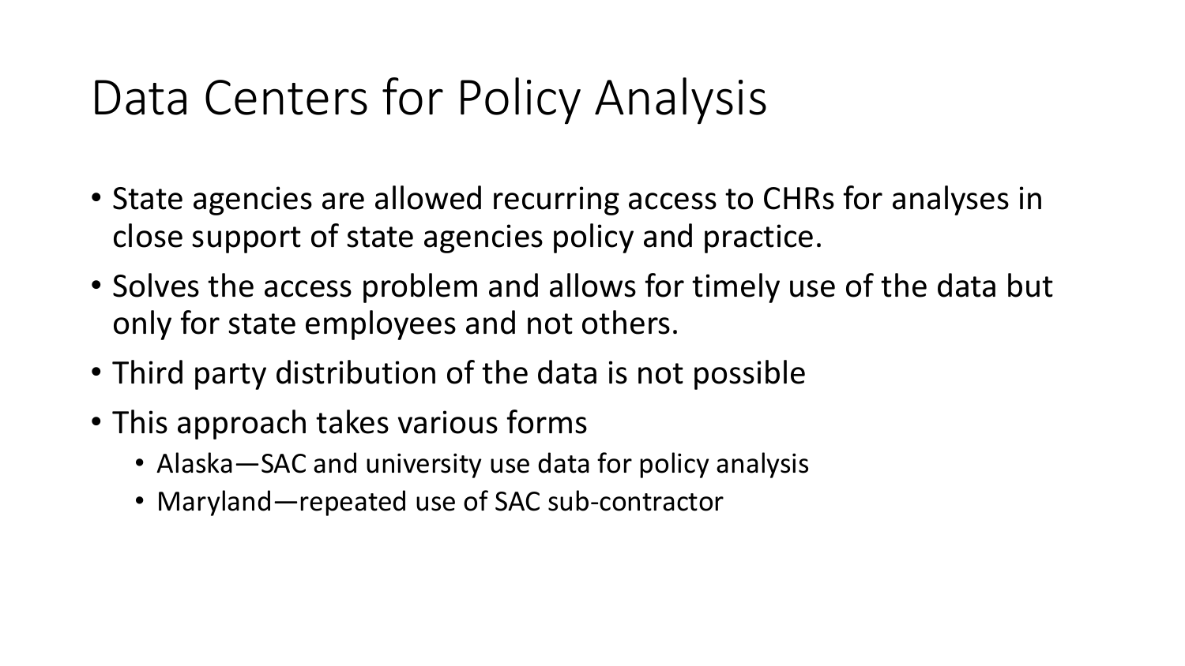# Data Centers for Policy Analysis

- State agencies are allowed recurring access to CHRs for analyses in close support of state agencies policy and practice.
- Solves the access problem and allows for timely use of the data but only for state employees and not others.
- Third party distribution of the data is not possible
- This approach takes various forms
  - Alaska—SAC and university use data for policy analysis
  - Maryland—repeated use of SAC sub-contractor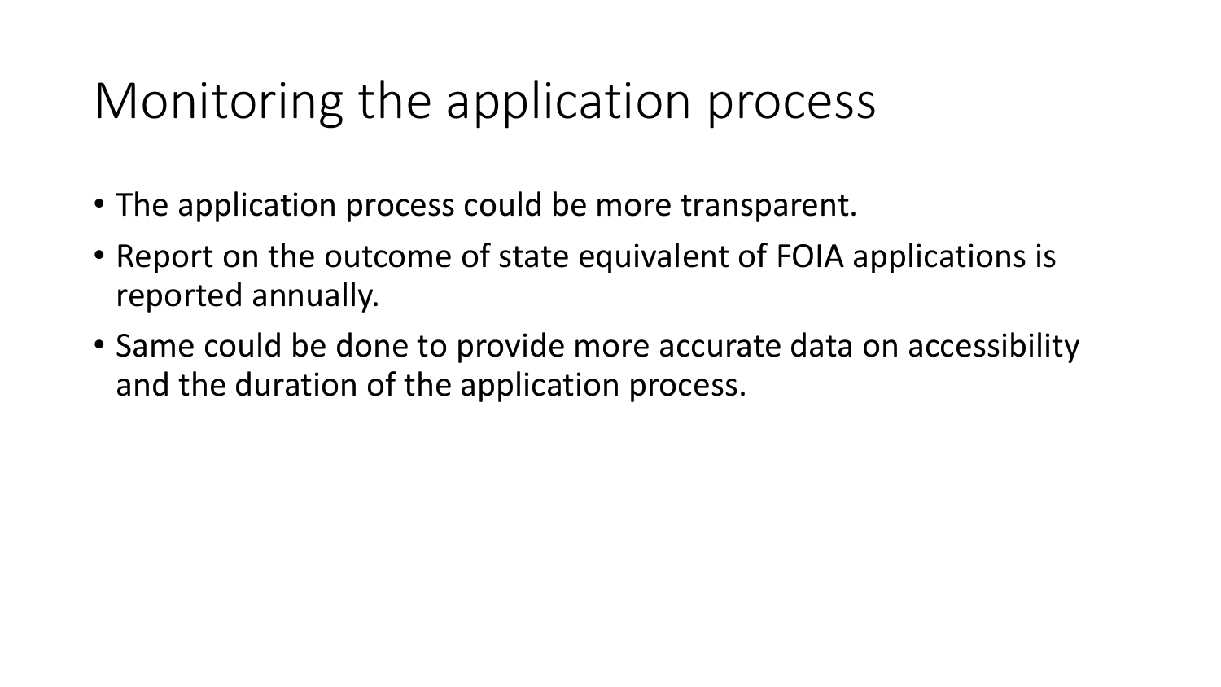# Monitoring the application process

- The application process could be more transparent.
- Report on the outcome of state equivalent of FOIA applications is reported annually.
- Same could be done to provide more accurate data on accessibility and the duration of the application process.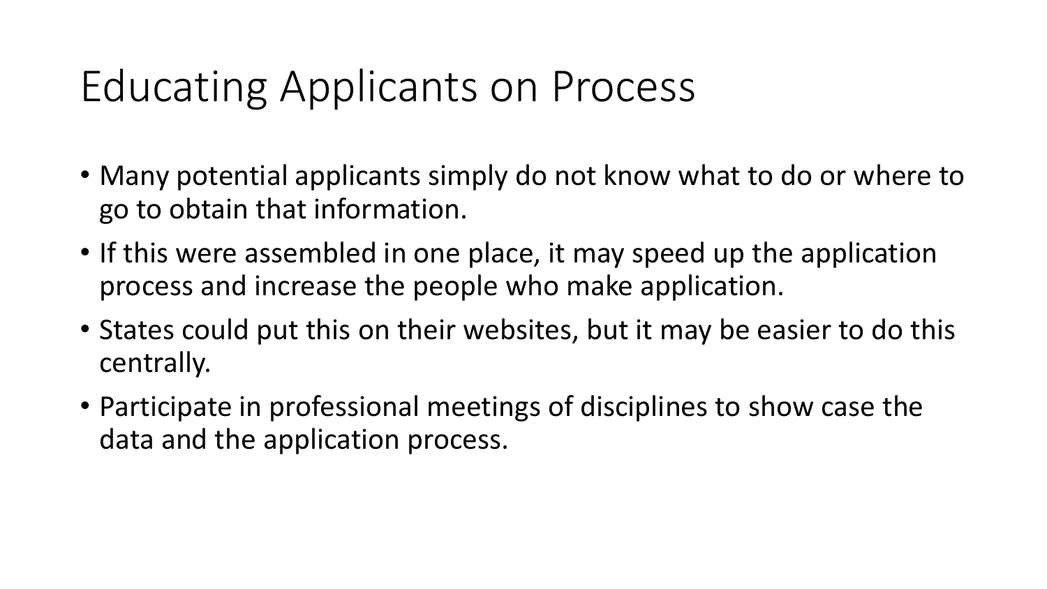# Educating Applicants on Process

- Many potential applicants simply do not know what to do or where to go to obtain that information.
- If this were assembled in one place, it may speed up the application process and increase the people who make application.
- States could put this on their websites, but it may be easier to do this centrally.
- Participate in professional meetings of disciplines to show case the data and the application process.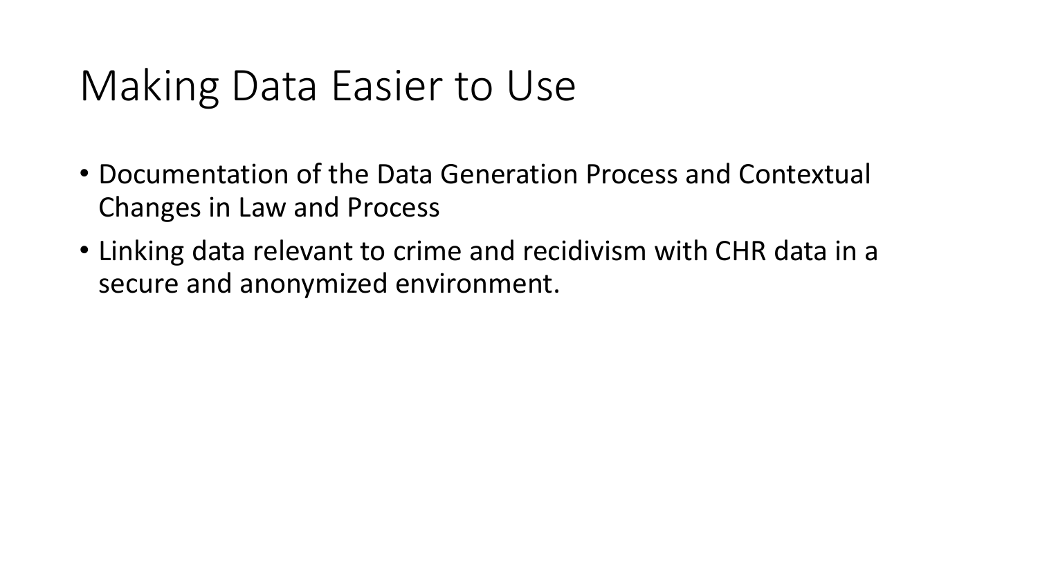# Making Data Easier to Use

- Documentation of the Data Generation Process and Contextual Changes in Law and Process
- Linking data relevant to crime and recidivism with CHR data in a secure and anonymized environment.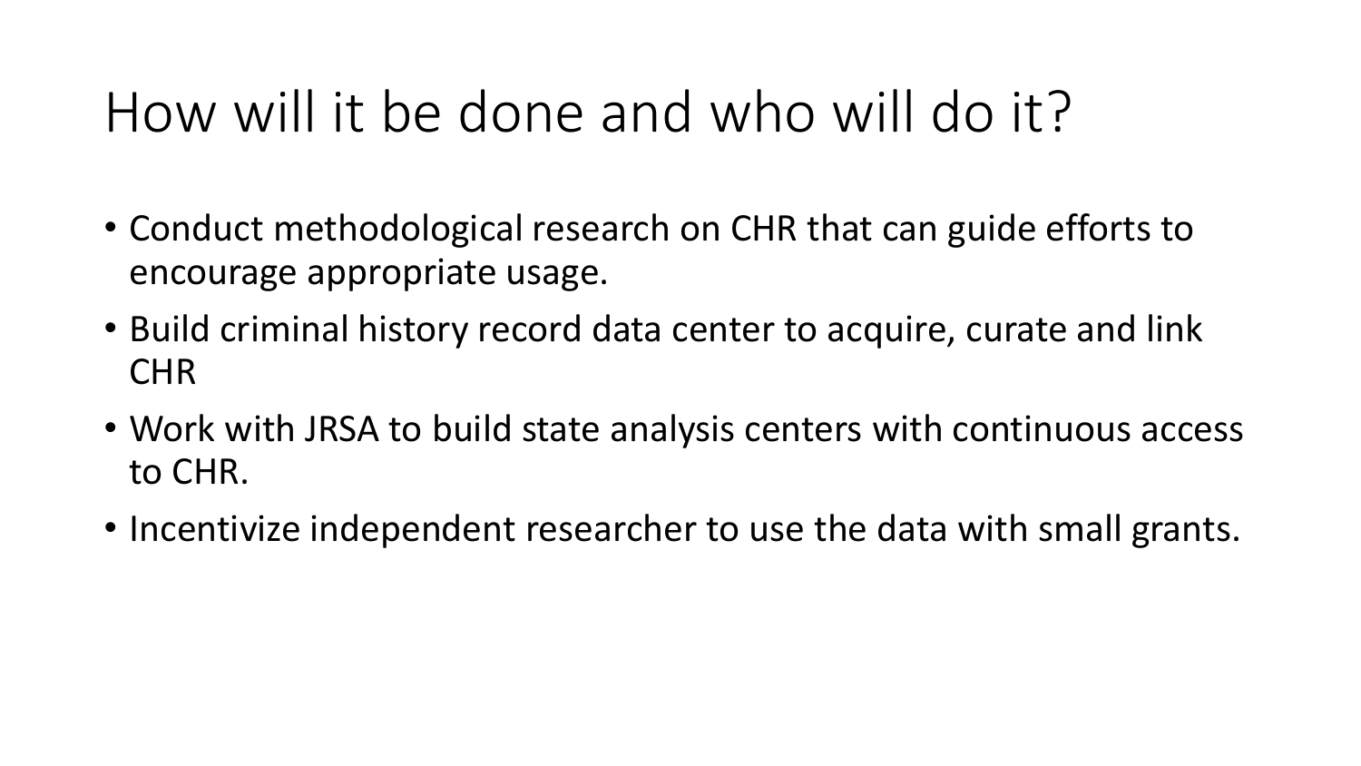# How will it be done and who will do it?

- Conduct methodological research on CHR that can guide efforts to encourage appropriate usage.
- Build criminal history record data center to acquire, curate and link CHR
- Work with JRSA to build state analysis centers with continuous access to CHR.
- Incentivize independent researcher to use the data with small grants.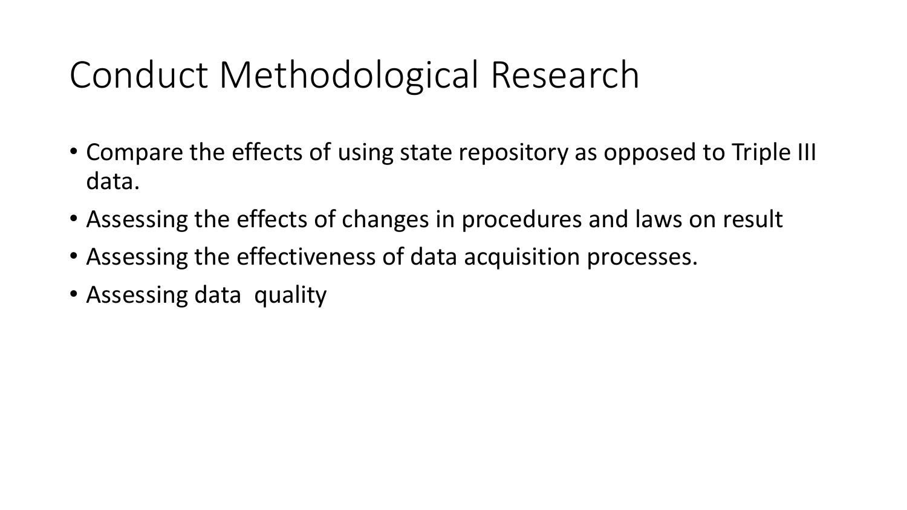# Conduct Methodological Research

- Compare the effects of using state repository as opposed to Triple III data.
- Assessing the effects of changes in procedures and laws on result
- Assessing the effectiveness of data acquisition processes.
- Assessing data quality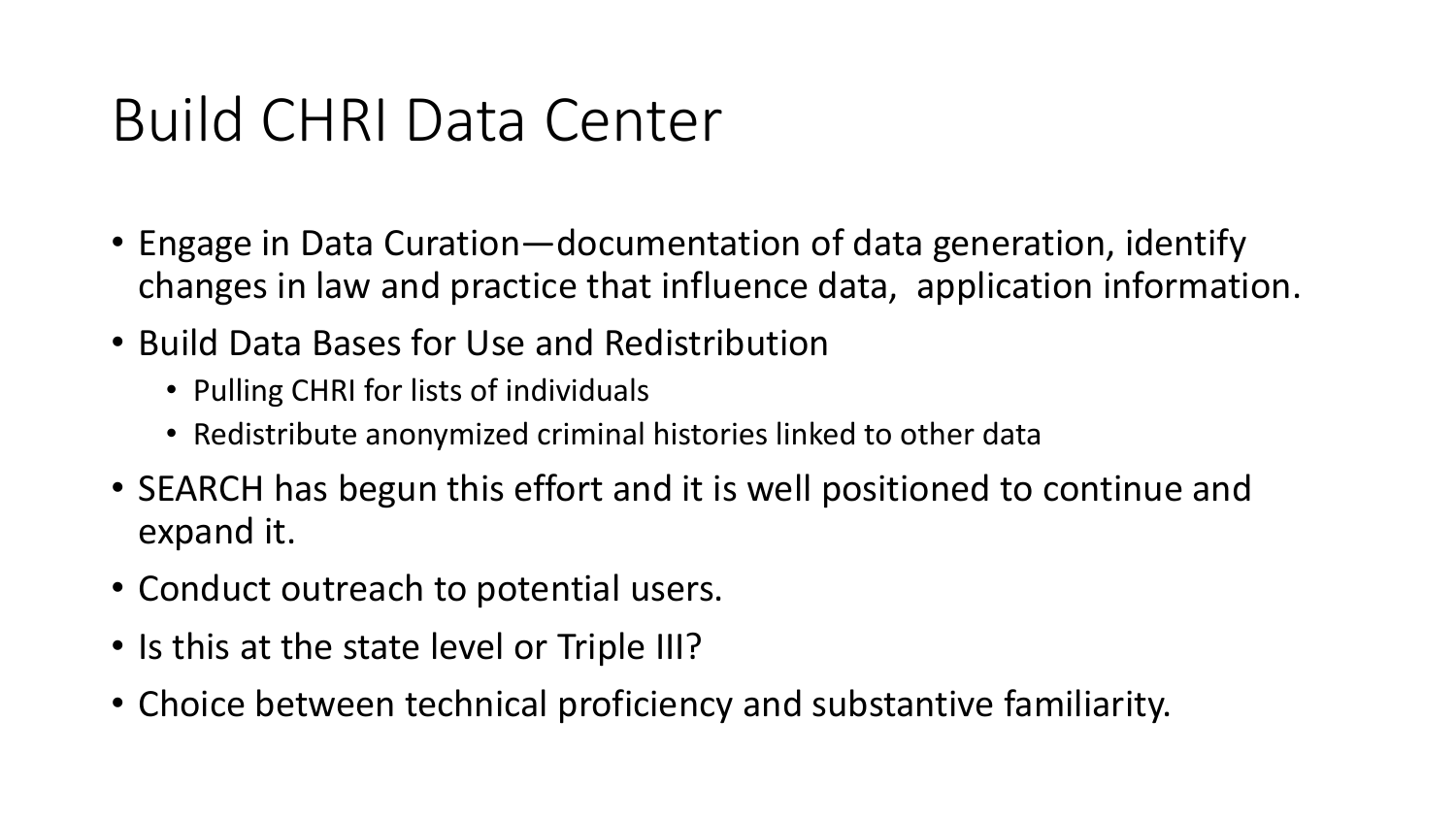# Build CHRI Data Center

- Engage in Data Curation—documentation of data generation, identify changes in law and practice that influence data,  application information.
- Build Data Bases for Use and Redistribution
  - Pulling CHRI for lists of individuals
  - Redistribute anonymized criminal histories linked to other data
- SEARCH has begun this effort and it is well positioned to continue and expand it.
- Conduct outreach to potential users.
- Is this at the state level or Triple III?
- Choice between technical proficiency and substantive familiarity.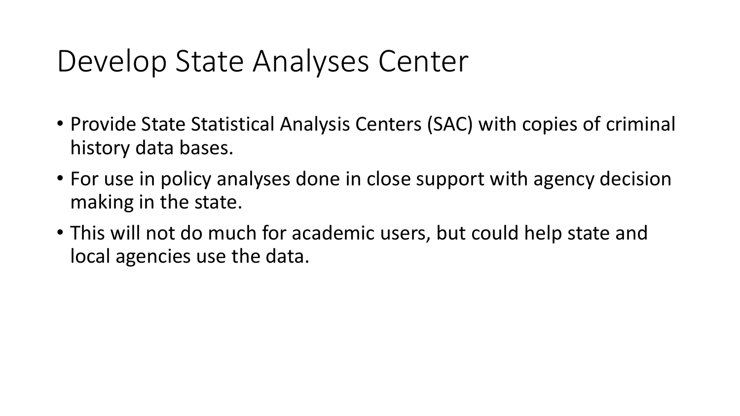# Develop State Analyses Center

- Provide State Statistical Analysis Centers (SAC) with copies of criminal history data bases.
- For use in policy analyses done in close support with agency decision making in the state.
- This will not do much for academic users, but could help state and local agencies use the data.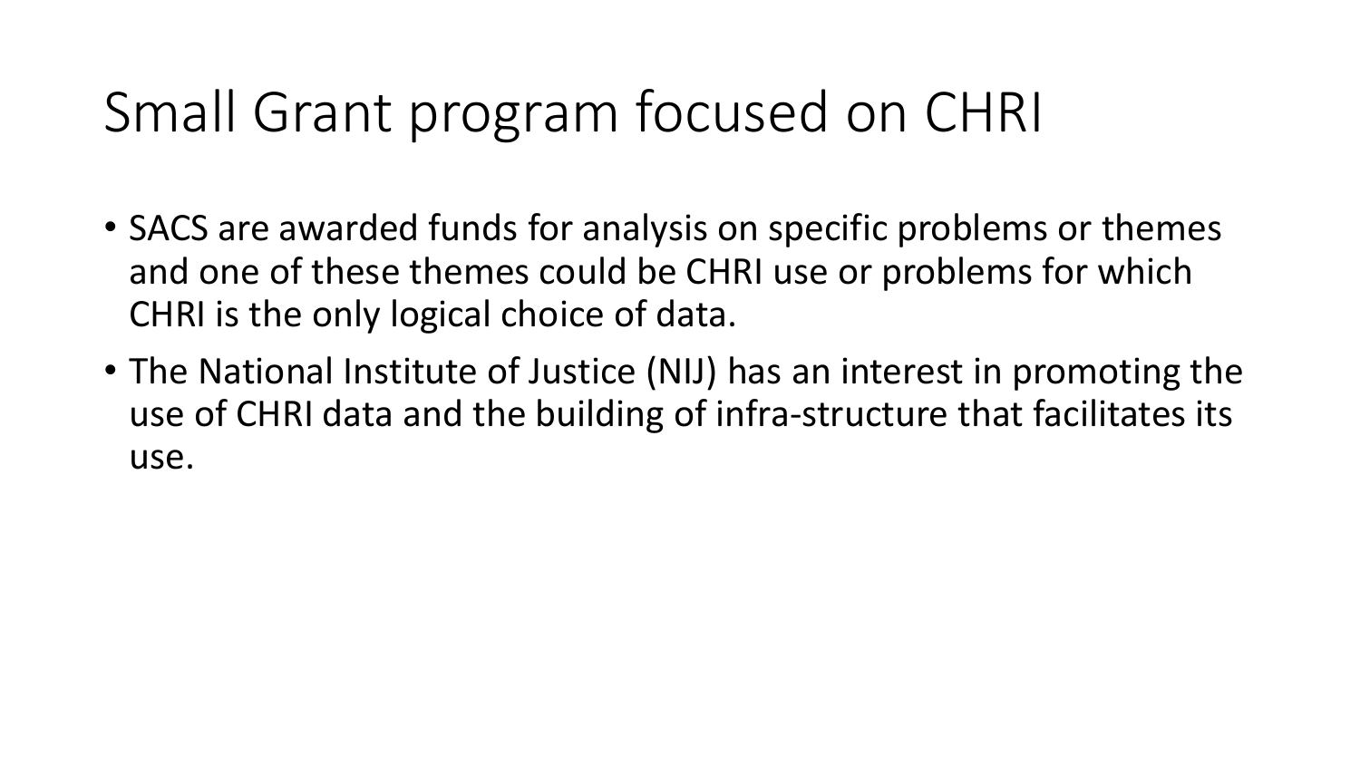# Small Grant program focused on CHRI

- SACS are awarded funds for analysis on specific problems or themes and one of these themes could be CHRI use or problems for which CHRI is the only logical choice of data.
- The National Institute of Justice (NIJ) has an interest in promoting the use of CHRI data and the building of infra-structure that facilitates its use.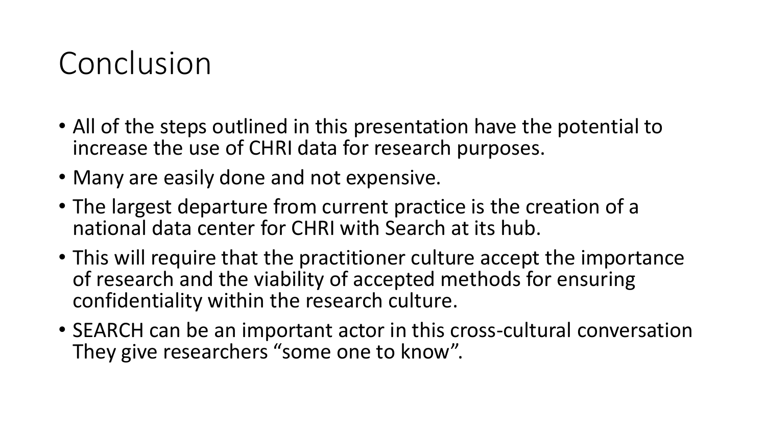# Conclusion

- All of the steps outlined in this presentation have the potential to increase the use of CHRI data for research purposes.
- Many are easily done and not expensive.
- The largest departure from current practice is the creation of a national data center for CHRI with Search at its hub.
- This will require that the practitioner culture accept the importance of research and the viability of accepted methods for ensuring confidentiality within the research culture.
- SEARCH can be an important actor in this cross-cultural conversation They give researchers "some one to know".